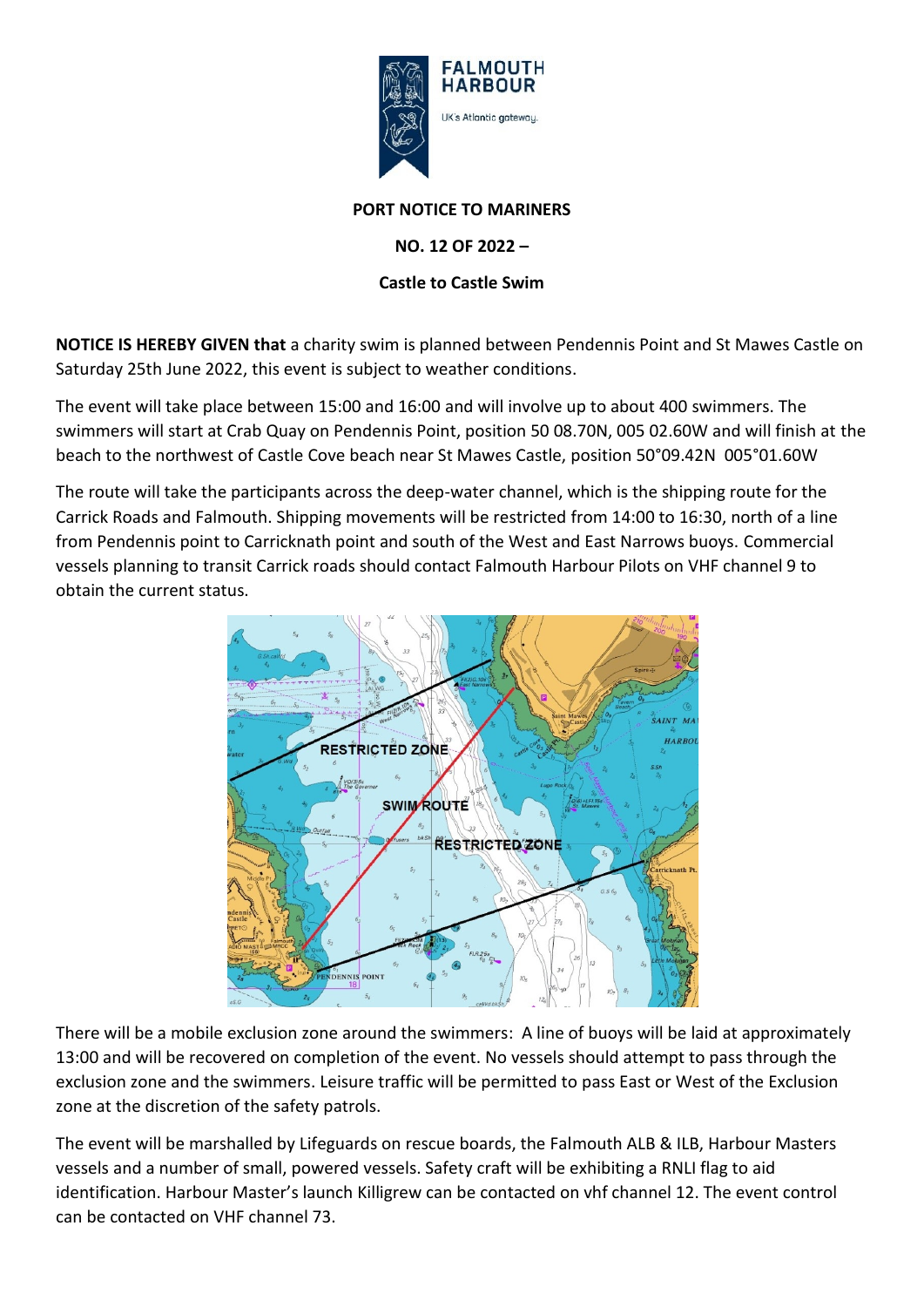**PORT NOTICE TO MARINERS**

**NO. 12 OF 2022 –**

**Castle to Castle Swim**

**NOTICE IS HEREBY GIVEN that** a charity swim is planned between Pendennis Point and St Mawes Castle on Saturday 25th June 2022, this event is subject to weather conditions.

The event will take place between 15:00 and 16:00 and will involve up to about 400 swimmers. The swimmers will start at Crab Quay on Pendennis Point, position 50 08.70N, 005 02.60W and will finish at the beach to the northwest of Castle Cove beach near St Mawes Castle, position 50°09.42N 005°01.60W

The route will take the participants across the deep-water channel, which is the shipping route for the Carrick Roads and Falmouth. Shipping movements will be restricted from 14:00 to 16:30, north of a line from Pendennis point to Carricknath point and south of the West and East Narrows buoys. Commercial vessels planning to transit Carrick roads should contact Falmouth Harbour Pilots on VHF channel 9 to obtain the current status.

There will be a mobile exclusion zone around the swimmers: A line of buoys will be laid at approximately 13:00 and will be recovered on completion of the event. No vessels should attempt to pass through the exclusion zone and the swimmers. Leisure traffic will be permitted to pass East or West of the Exclusion zone at the discretion of the safety patrols.

The event will be marshalled by Lifeguards on rescue boards, the Falmouth ALB & ILB, Harbour Masters vessels and a number of small, powered vessels. Safety craft will be exhibiting a RNLI flag to aid identification. Harbour Master's launch Killigrew can be contacted on vhf channel 12. The event control can be contacted on VHF channel 73.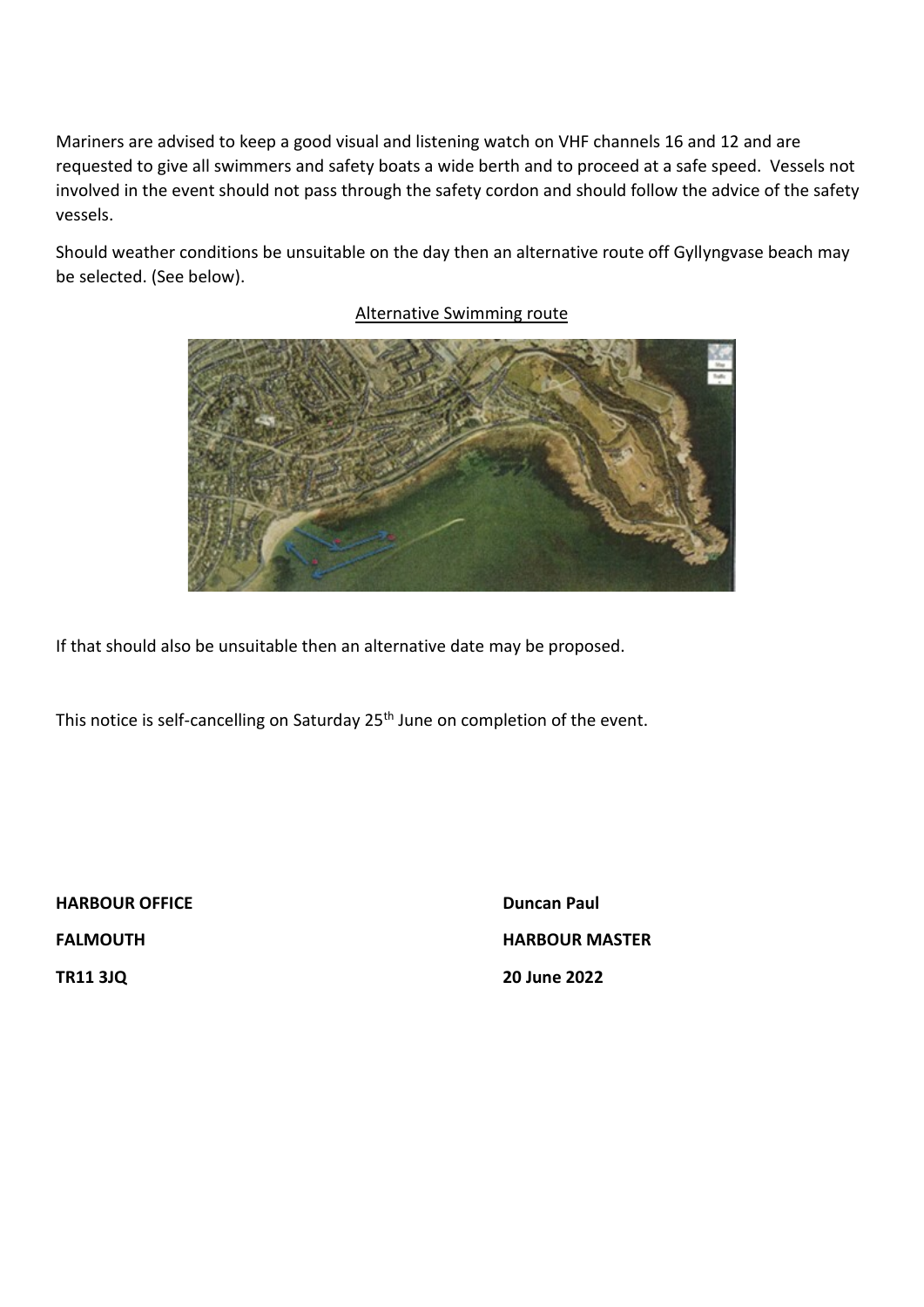Mariners are advised to keep a good visual and listening watch on VHF channels 16 and 12 and are requested to give all swimmers and safety boats a wide berth and to proceed at a safe speed. Vessels not involved in the event should not pass through the safety cordon and should follow the advice of the safety vessels.

Should weather conditions be unsuitable on the day then an alternative route off Gyllyngvase beach may be selected. (See below).

Alternative Swimming route

If that should also be unsuitable then an alternative date may be proposed.

This notice is self-cancelling on Saturday 25th June on completion of the event.

**HARBOUR OFFICE**
**FALMOUTH**
**TR11 3JQ**

**Duncan Paul**
**HARBOUR MASTER**
**20 June 2022**